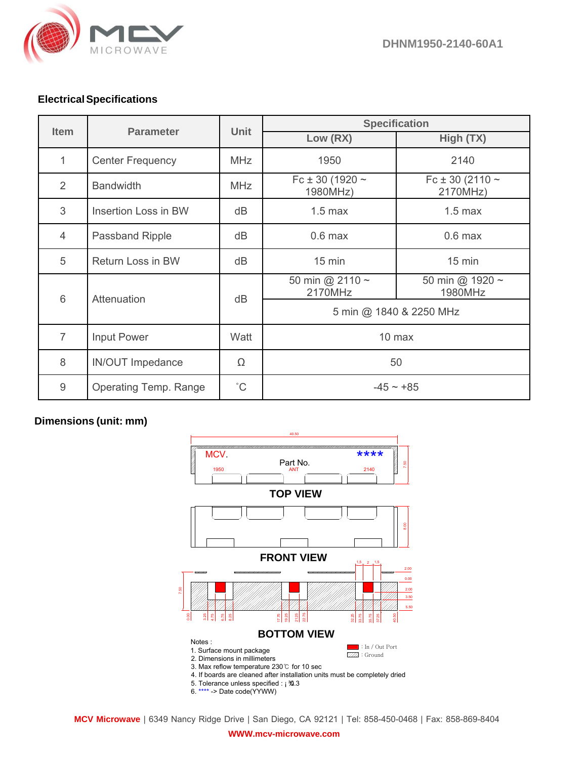DHNM1950-2140-60A1

## Electrical Specifications

| Item | Parameter | Unit | Specification | |
|---|---|---|---|---|
| | | | Low (RX) | High (TX) |
| 1 | Center Frequency | MHz | 1950 | 2140 |
| 2 | Bandwidth | MHz | Fc ± 30 (1920 ~ 1980MHz) | Fc ± 30 (2110 ~ 2170MHz) |
| 3 | Insertion Loss in BW | dB | 1.5 max | 1.5 max |
| 4 | Passband Ripple | dB | 0.6 max | 0.6 max |
| 5 | Return Loss in BW | dB | 15 min | 15 min |
| 6 | Attenuation | dB | 50 min @ 2110 ~ 2170MHz | 50 min @ 1920 ~ 1980MHz |
| | | | 5 min @ 1840 & 2250 MHz | |
| 7 | Input Power | Watt | 10 max | |
| 8 | IN/OUT Impedance | Ω | 50 | |
| 9 | Operating Temp. Range | ˚C | -45 ~ +85 | |

## Dimensions (unit: mm)

40.50

MCV. ****

Part No.

1950 ANT 2140

7.50

**TOP VIEW**

8.00

**FRONT VIEW**

1.5 2 1.5

2.00 0.00 2.00 3.50 5.50

7.50

0.00 3.25 4.75 6.75 8.25 17.75 19.25 21.25 22.75 32.25 33.75 35.75 37.25 40.50

**BOTTOM VIEW**

Notes :

1. Surface mount package
2. Dimensions in millimeters
3. Max reflow temperature 230℃ for 10 sec
4. If boards are cleaned after installation units must be completely dried
5. Tolerance unless specified : ¡¾0.3
6. **** -> Date code(YYWW)

: In / Out Port

: Ground

**MCV Microwave** | 6349 Nancy Ridge Drive | San Diego, CA 92121 | Tel: 858-450-0468 | Fax: 858-869-8404

WWW.mcv-microwave.com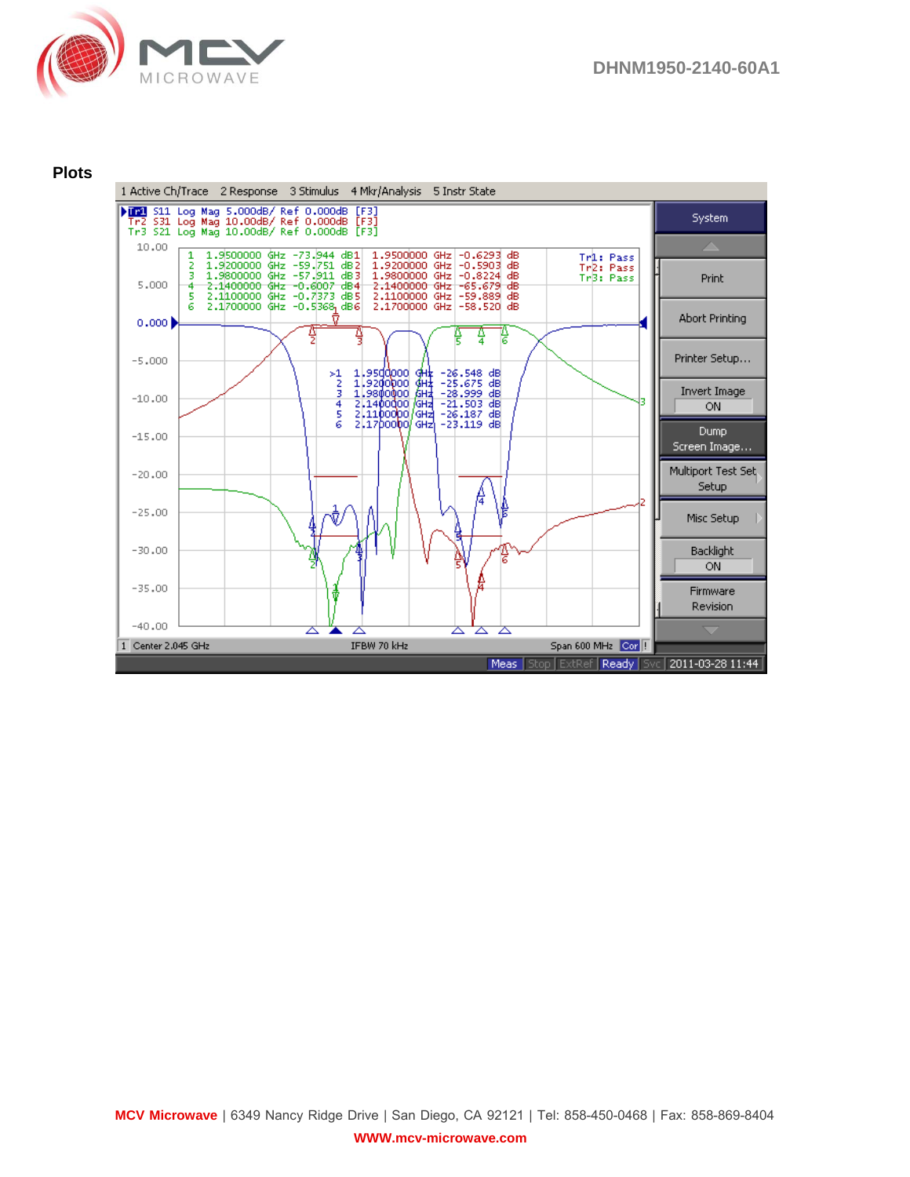## Plots